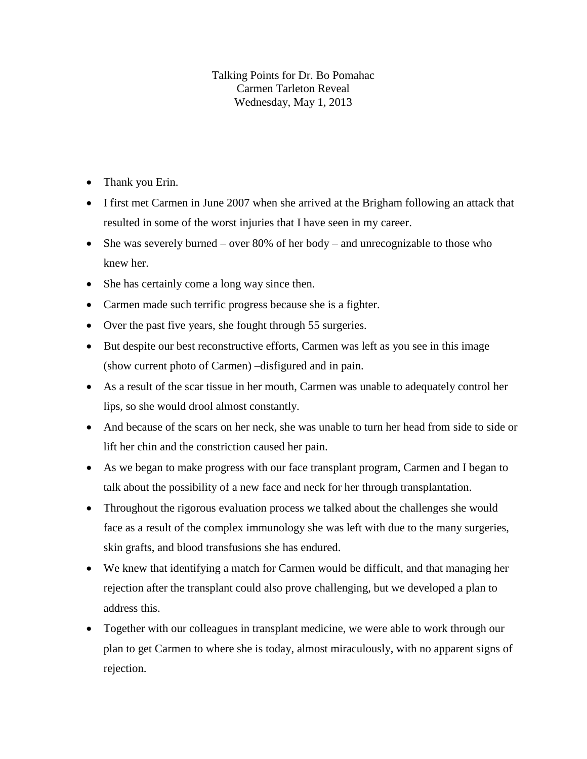Talking Points for Dr. Bo Pomahac
Carmen Tarleton Reveal
Wednesday, May 1, 2013

- Thank you Erin.
- I first met Carmen in June 2007 when she arrived at the Brigham following an attack that resulted in some of the worst injuries that I have seen in my career.
- She was severely burned – over 80% of her body – and unrecognizable to those who knew her.
- She has certainly come a long way since then.
- Carmen made such terrific progress because she is a fighter.
- Over the past five years, she fought through 55 surgeries.
- But despite our best reconstructive efforts, Carmen was left as you see in this image (show current photo of Carmen) –disfigured and in pain.
- As a result of the scar tissue in her mouth, Carmen was unable to adequately control her lips, so she would drool almost constantly.
- And because of the scars on her neck, she was unable to turn her head from side to side or lift her chin and the constriction caused her pain.
- As we began to make progress with our face transplant program, Carmen and I began to talk about the possibility of a new face and neck for her through transplantation.
- Throughout the rigorous evaluation process we talked about the challenges she would face as a result of the complex immunology she was left with due to the many surgeries, skin grafts, and blood transfusions she has endured.
- We knew that identifying a match for Carmen would be difficult, and that managing her rejection after the transplant could also prove challenging, but we developed a plan to address this.
- Together with our colleagues in transplant medicine, we were able to work through our plan to get Carmen to where she is today, almost miraculously, with no apparent signs of rejection.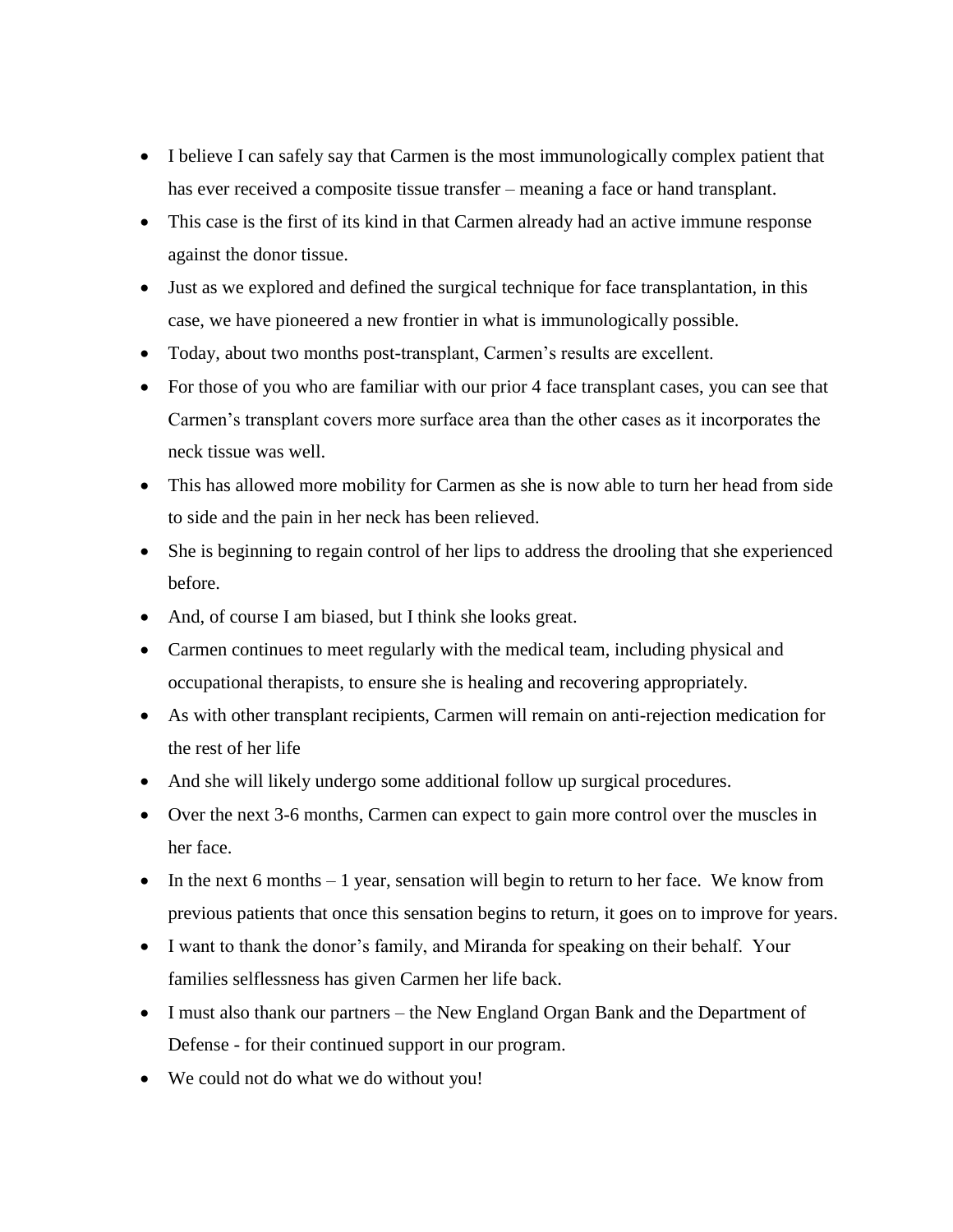- I believe I can safely say that Carmen is the most immunologically complex patient that has ever received a composite tissue transfer – meaning a face or hand transplant.
- This case is the first of its kind in that Carmen already had an active immune response against the donor tissue.
- Just as we explored and defined the surgical technique for face transplantation, in this case, we have pioneered a new frontier in what is immunologically possible.
- Today, about two months post-transplant, Carmen's results are excellent.
- For those of you who are familiar with our prior 4 face transplant cases, you can see that Carmen's transplant covers more surface area than the other cases as it incorporates the neck tissue was well.
- This has allowed more mobility for Carmen as she is now able to turn her head from side to side and the pain in her neck has been relieved.
- She is beginning to regain control of her lips to address the drooling that she experienced before.
- And, of course I am biased, but I think she looks great.
- Carmen continues to meet regularly with the medical team, including physical and occupational therapists, to ensure she is healing and recovering appropriately.
- As with other transplant recipients, Carmen will remain on anti-rejection medication for the rest of her life
- And she will likely undergo some additional follow up surgical procedures.
- Over the next 3-6 months, Carmen can expect to gain more control over the muscles in her face.
- In the next 6 months – 1 year, sensation will begin to return to her face. We know from previous patients that once this sensation begins to return, it goes on to improve for years.
- I want to thank the donor's family, and Miranda for speaking on their behalf. Your families selflessness has given Carmen her life back.
- I must also thank our partners – the New England Organ Bank and the Department of Defense - for their continued support in our program.
- We could not do what we do without you!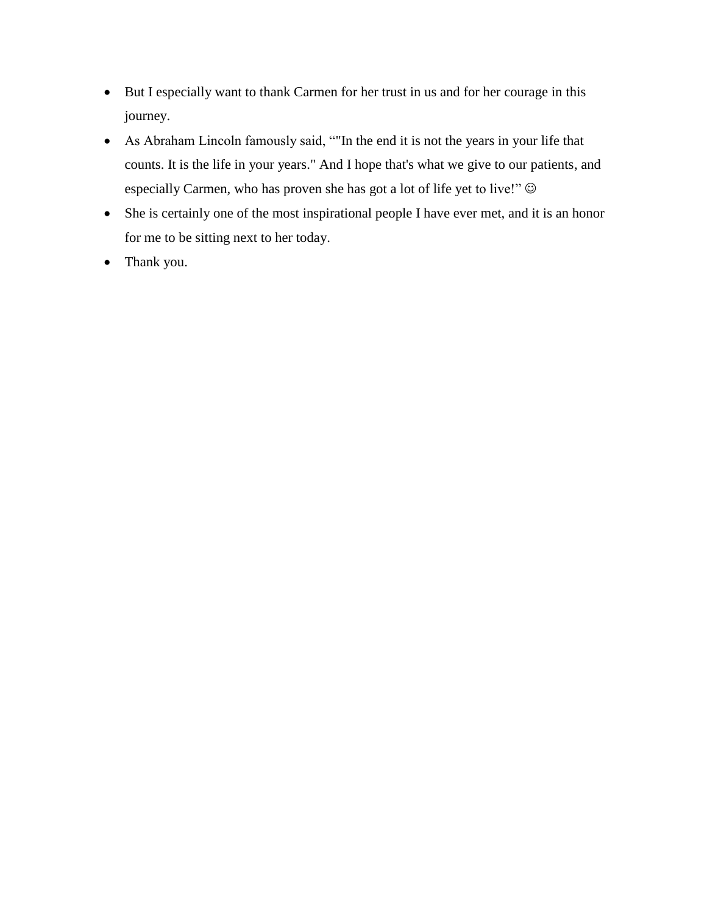- But I especially want to thank Carmen for her trust in us and for her courage in this journey.
- As Abraham Lincoln famously said, “"In the end it is not the years in your life that counts. It is the life in your years." And I hope that's what we give to our patients, and especially Carmen, who has proven she has got a lot of life yet to live!” ☺
- She is certainly one of the most inspirational people I have ever met, and it is an honor for me to be sitting next to her today.
- Thank you.